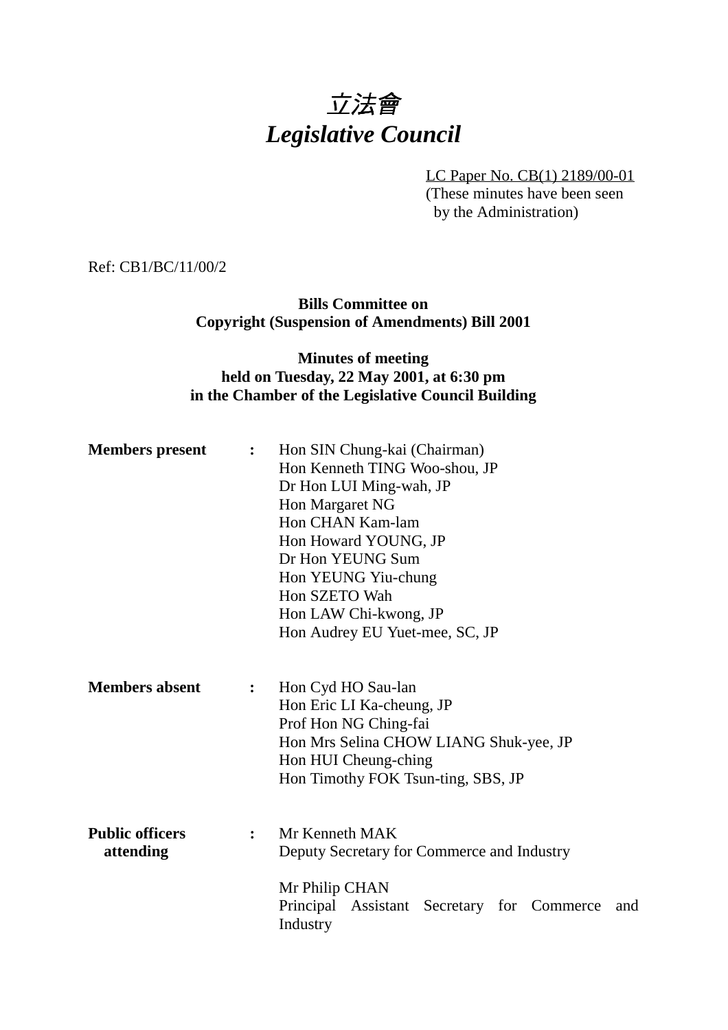# *立法會*
# *Legislative Council*

LC Paper No. CB(1) 2189/00-01
(These minutes have been seen by the Administration)

Ref: CB1/BC/11/00/2

**Bills Committee on**
**Copyright (Suspension of Amendments) Bill 2001**

**Minutes of meeting**
**held on Tuesday, 22 May 2001, at 6:30 pm**
**in the Chamber of the Legislative Council Building**

**Members present** : Hon SIN Chung-kai (Chairman)
Hon Kenneth TING Woo-shou, JP
Dr Hon LUI Ming-wah, JP
Hon Margaret NG
Hon CHAN Kam-lam
Hon Howard YOUNG, JP
Dr Hon YEUNG Sum
Hon YEUNG Yiu-chung
Hon SZETO Wah
Hon LAW Chi-kwong, JP
Hon Audrey EU Yuet-mee, SC, JP

**Members absent** : Hon Cyd HO Sau-lan
Hon Eric LI Ka-cheung, JP
Prof Hon NG Ching-fai
Hon Mrs Selina CHOW LIANG Shuk-yee, JP
Hon HUI Cheung-ching
Hon Timothy FOK Tsun-ting, SBS, JP

**Public officers attending** : Mr Kenneth MAK
Deputy Secretary for Commerce and Industry

Mr Philip CHAN
Principal Assistant Secretary for Commerce and Industry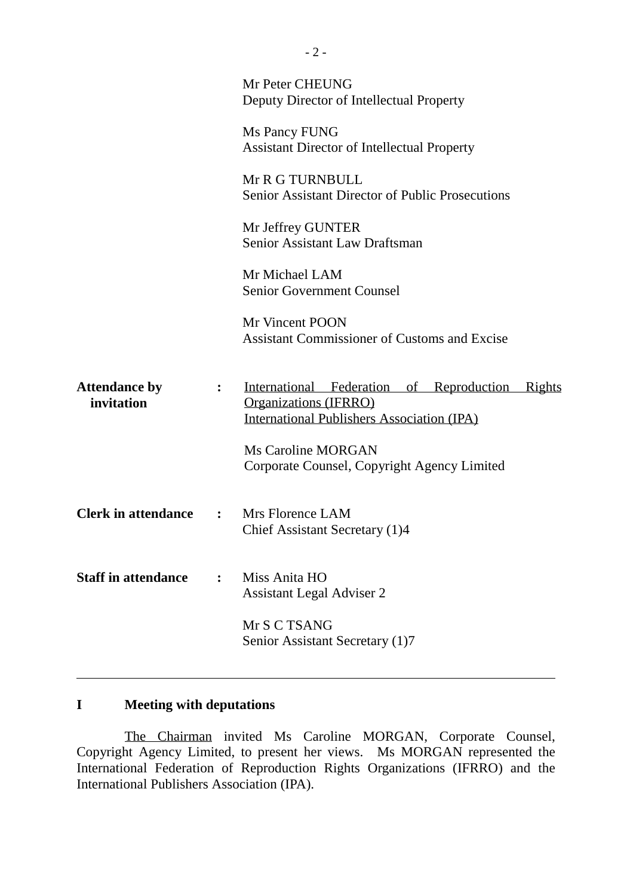Mr Peter CHEUNG
Deputy Director of Intellectual Property

Ms Pancy FUNG
Assistant Director of Intellectual Property

Mr R G TURNBULL
Senior Assistant Director of Public Prosecutions

Mr Jeffrey GUNTER
Senior Assistant Law Draftsman

Mr Michael LAM
Senior Government Counsel

Mr Vincent POON
Assistant Commissioner of Customs and Excise

**Attendance by invitation** : International Federation of Reproduction Rights Organizations (IFRRO)
International Publishers Association (IPA)

Ms Caroline MORGAN
Corporate Counsel, Copyright Agency Limited

**Clerk in attendance** : Mrs Florence LAM
Chief Assistant Secretary (1)4

**Staff in attendance** : Miss Anita HO
Assistant Legal Adviser 2

Mr S C TSANG
Senior Assistant Secretary (1)7

---

## I Meeting with deputations

The Chairman invited Ms Caroline MORGAN, Corporate Counsel, Copyright Agency Limited, to present her views. Ms MORGAN represented the International Federation of Reproduction Rights Organizations (IFRRO) and the International Publishers Association (IPA).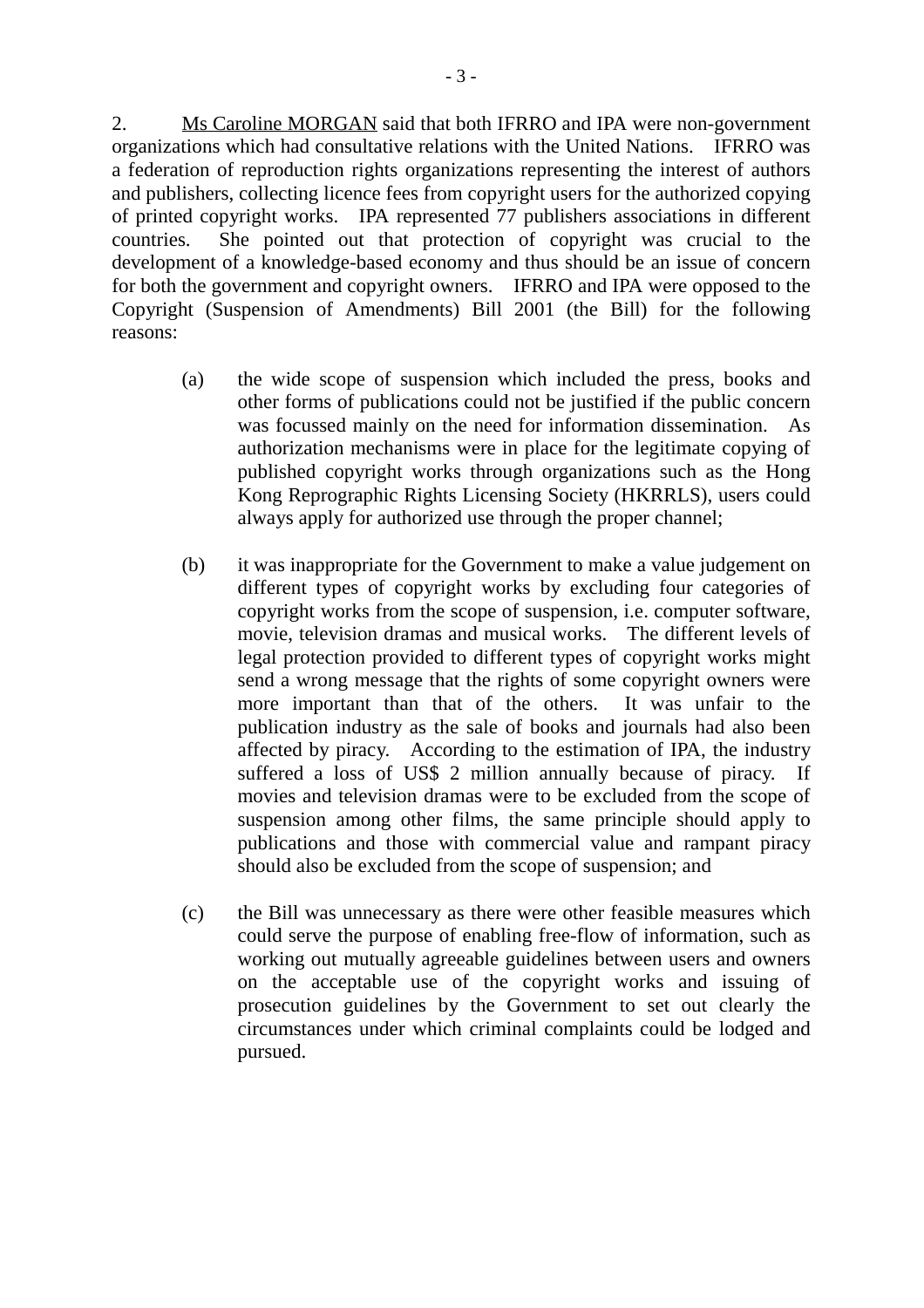2. Ms Caroline MORGAN said that both IFRRO and IPA were non-government organizations which had consultative relations with the United Nations. IFRRO was a federation of reproduction rights organizations representing the interest of authors and publishers, collecting licence fees from copyright users for the authorized copying of printed copyright works. IPA represented 77 publishers associations in different countries. She pointed out that protection of copyright was crucial to the development of a knowledge-based economy and thus should be an issue of concern for both the government and copyright owners. IFRRO and IPA were opposed to the Copyright (Suspension of Amendments) Bill 2001 (the Bill) for the following reasons:

(a) the wide scope of suspension which included the press, books and other forms of publications could not be justified if the public concern was focussed mainly on the need for information dissemination. As authorization mechanisms were in place for the legitimate copying of published copyright works through organizations such as the Hong Kong Reprographic Rights Licensing Society (HKRRLS), users could always apply for authorized use through the proper channel;

(b) it was inappropriate for the Government to make a value judgement on different types of copyright works by excluding four categories of copyright works from the scope of suspension, i.e. computer software, movie, television dramas and musical works. The different levels of legal protection provided to different types of copyright works might send a wrong message that the rights of some copyright owners were more important than that of the others. It was unfair to the publication industry as the sale of books and journals had also been affected by piracy. According to the estimation of IPA, the industry suffered a loss of US$ 2 million annually because of piracy. If movies and television dramas were to be excluded from the scope of suspension among other films, the same principle should apply to publications and those with commercial value and rampant piracy should also be excluded from the scope of suspension; and

(c) the Bill was unnecessary as there were other feasible measures which could serve the purpose of enabling free-flow of information, such as working out mutually agreeable guidelines between users and owners on the acceptable use of the copyright works and issuing of prosecution guidelines by the Government to set out clearly the circumstances under which criminal complaints could be lodged and pursued.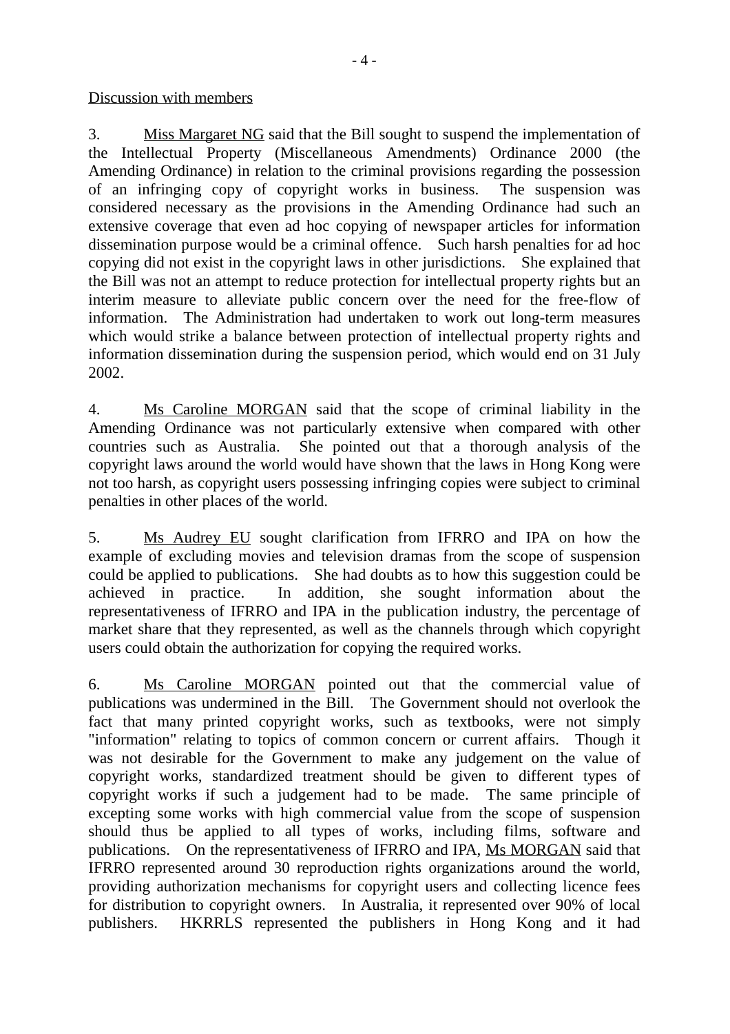Discussion with members

3. Miss Margaret NG said that the Bill sought to suspend the implementation of the Intellectual Property (Miscellaneous Amendments) Ordinance 2000 (the Amending Ordinance) in relation to the criminal provisions regarding the possession of an infringing copy of copyright works in business. The suspension was considered necessary as the provisions in the Amending Ordinance had such an extensive coverage that even ad hoc copying of newspaper articles for information dissemination purpose would be a criminal offence. Such harsh penalties for ad hoc copying did not exist in the copyright laws in other jurisdictions. She explained that the Bill was not an attempt to reduce protection for intellectual property rights but an interim measure to alleviate public concern over the need for the free-flow of information. The Administration had undertaken to work out long-term measures which would strike a balance between protection of intellectual property rights and information dissemination during the suspension period, which would end on 31 July 2002.

4. Ms Caroline MORGAN said that the scope of criminal liability in the Amending Ordinance was not particularly extensive when compared with other countries such as Australia. She pointed out that a thorough analysis of the copyright laws around the world would have shown that the laws in Hong Kong were not too harsh, as copyright users possessing infringing copies were subject to criminal penalties in other places of the world.

5. Ms Audrey EU sought clarification from IFRRO and IPA on how the example of excluding movies and television dramas from the scope of suspension could be applied to publications. She had doubts as to how this suggestion could be achieved in practice. In addition, she sought information about the representativeness of IFRRO and IPA in the publication industry, the percentage of market share that they represented, as well as the channels through which copyright users could obtain the authorization for copying the required works.

6. Ms Caroline MORGAN pointed out that the commercial value of publications was undermined in the Bill. The Government should not overlook the fact that many printed copyright works, such as textbooks, were not simply "information" relating to topics of common concern or current affairs. Though it was not desirable for the Government to make any judgement on the value of copyright works, standardized treatment should be given to different types of copyright works if such a judgement had to be made. The same principle of excepting some works with high commercial value from the scope of suspension should thus be applied to all types of works, including films, software and publications. On the representativeness of IFRRO and IPA, Ms MORGAN said that IFRRO represented around 30 reproduction rights organizations around the world, providing authorization mechanisms for copyright users and collecting licence fees for distribution to copyright owners. In Australia, it represented over 90% of local publishers. HKRRLS represented the publishers in Hong Kong and it had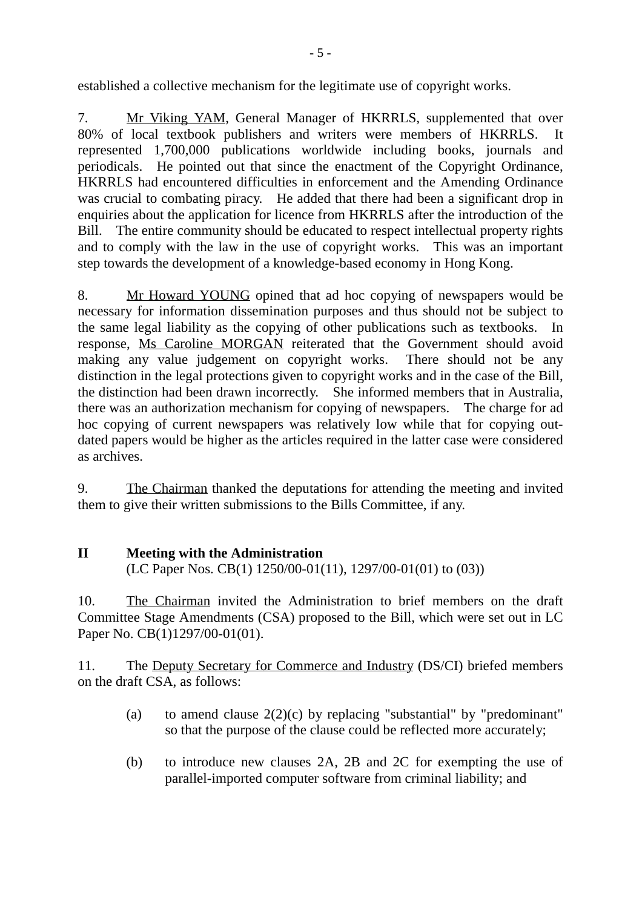established a collective mechanism for the legitimate use of copyright works.

7. Mr Viking YAM, General Manager of HKRRLS, supplemented that over 80% of local textbook publishers and writers were members of HKRRLS. It represented 1,700,000 publications worldwide including books, journals and periodicals. He pointed out that since the enactment of the Copyright Ordinance, HKRRLS had encountered difficulties in enforcement and the Amending Ordinance was crucial to combating piracy. He added that there had been a significant drop in enquiries about the application for licence from HKRRLS after the introduction of the Bill. The entire community should be educated to respect intellectual property rights and to comply with the law in the use of copyright works. This was an important step towards the development of a knowledge-based economy in Hong Kong.

8. Mr Howard YOUNG opined that ad hoc copying of newspapers would be necessary for information dissemination purposes and thus should not be subject to the same legal liability as the copying of other publications such as textbooks. In response, Ms Caroline MORGAN reiterated that the Government should avoid making any value judgement on copyright works. There should not be any distinction in the legal protections given to copyright works and in the case of the Bill, the distinction had been drawn incorrectly. She informed members that in Australia, there was an authorization mechanism for copying of newspapers. The charge for ad hoc copying of current newspapers was relatively low while that for copying out-dated papers would be higher as the articles required in the latter case were considered as archives.

9. The Chairman thanked the deputations for attending the meeting and invited them to give their written submissions to the Bills Committee, if any.

## II Meeting with the Administration

(LC Paper Nos. CB(1) 1250/00-01(11), 1297/00-01(01) to (03))

10. The Chairman invited the Administration to brief members on the draft Committee Stage Amendments (CSA) proposed to the Bill, which were set out in LC Paper No. CB(1)1297/00-01(01).

11. The Deputy Secretary for Commerce and Industry (DS/CI) briefed members on the draft CSA, as follows:

(a) to amend clause 2(2)(c) by replacing "substantial" by "predominant" so that the purpose of the clause could be reflected more accurately;

(b) to introduce new clauses 2A, 2B and 2C for exempting the use of parallel-imported computer software from criminal liability; and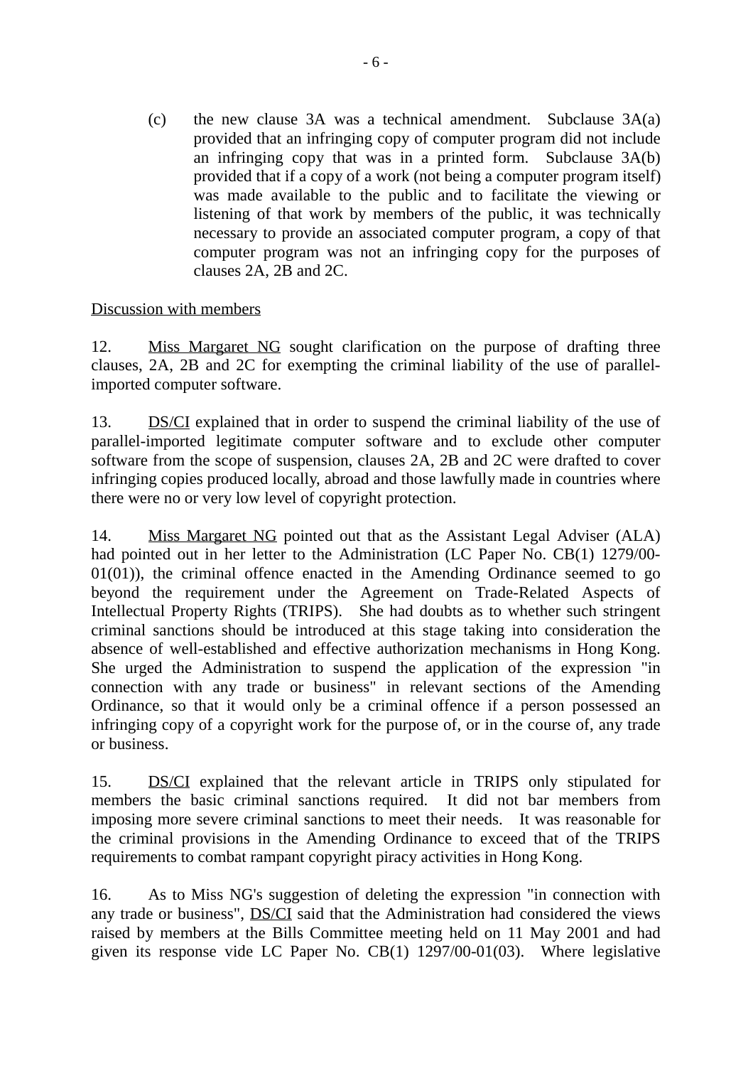(c) the new clause 3A was a technical amendment. Subclause 3A(a) provided that an infringing copy of computer program did not include an infringing copy that was in a printed form. Subclause 3A(b) provided that if a copy of a work (not being a computer program itself) was made available to the public and to facilitate the viewing or listening of that work by members of the public, it was technically necessary to provide an associated computer program, a copy of that computer program was not an infringing copy for the purposes of clauses 2A, 2B and 2C.

Discussion with members

12. Miss Margaret NG sought clarification on the purpose of drafting three clauses, 2A, 2B and 2C for exempting the criminal liability of the use of parallel-imported computer software.

13. DS/CI explained that in order to suspend the criminal liability of the use of parallel-imported legitimate computer software and to exclude other computer software from the scope of suspension, clauses 2A, 2B and 2C were drafted to cover infringing copies produced locally, abroad and those lawfully made in countries where there were no or very low level of copyright protection.

14. Miss Margaret NG pointed out that as the Assistant Legal Adviser (ALA) had pointed out in her letter to the Administration (LC Paper No. CB(1) 1279/00-01(01)), the criminal offence enacted in the Amending Ordinance seemed to go beyond the requirement under the Agreement on Trade-Related Aspects of Intellectual Property Rights (TRIPS). She had doubts as to whether such stringent criminal sanctions should be introduced at this stage taking into consideration the absence of well-established and effective authorization mechanisms in Hong Kong. She urged the Administration to suspend the application of the expression "in connection with any trade or business" in relevant sections of the Amending Ordinance, so that it would only be a criminal offence if a person possessed an infringing copy of a copyright work for the purpose of, or in the course of, any trade or business.

15. DS/CI explained that the relevant article in TRIPS only stipulated for members the basic criminal sanctions required. It did not bar members from imposing more severe criminal sanctions to meet their needs. It was reasonable for the criminal provisions in the Amending Ordinance to exceed that of the TRIPS requirements to combat rampant copyright piracy activities in Hong Kong.

16. As to Miss NG's suggestion of deleting the expression "in connection with any trade or business", DS/CI said that the Administration had considered the views raised by members at the Bills Committee meeting held on 11 May 2001 and had given its response vide LC Paper No. CB(1) 1297/00-01(03). Where legislative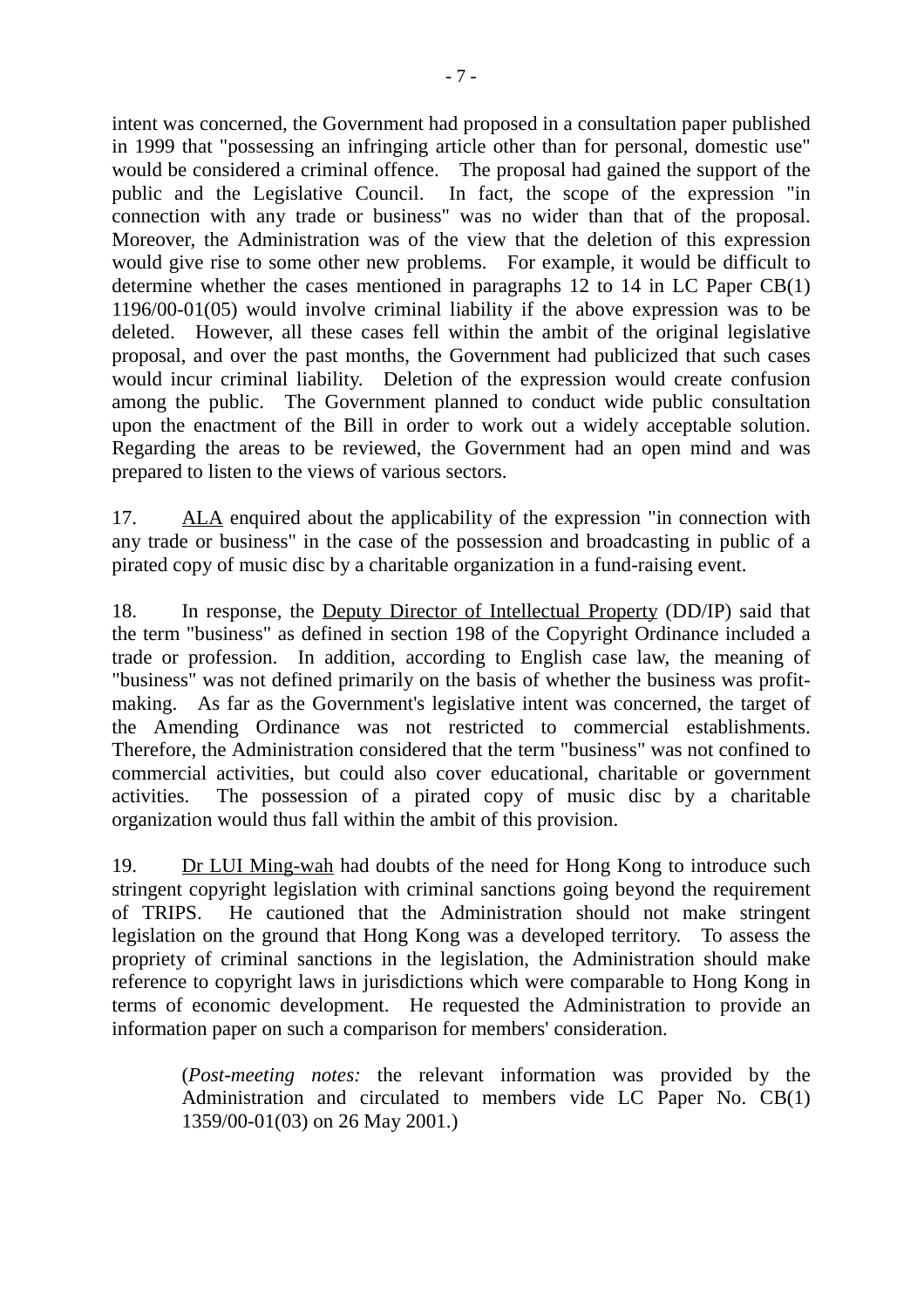intent was concerned, the Government had proposed in a consultation paper published in 1999 that "possessing an infringing article other than for personal, domestic use" would be considered a criminal offence. The proposal had gained the support of the public and the Legislative Council. In fact, the scope of the expression "in connection with any trade or business" was no wider than that of the proposal. Moreover, the Administration was of the view that the deletion of this expression would give rise to some other new problems. For example, it would be difficult to determine whether the cases mentioned in paragraphs 12 to 14 in LC Paper CB(1) 1196/00-01(05) would involve criminal liability if the above expression was to be deleted. However, all these cases fell within the ambit of the original legislative proposal, and over the past months, the Government had publicized that such cases would incur criminal liability. Deletion of the expression would create confusion among the public. The Government planned to conduct wide public consultation upon the enactment of the Bill in order to work out a widely acceptable solution. Regarding the areas to be reviewed, the Government had an open mind and was prepared to listen to the views of various sectors.

17. ALA enquired about the applicability of the expression "in connection with any trade or business" in the case of the possession and broadcasting in public of a pirated copy of music disc by a charitable organization in a fund-raising event.

18. In response, the Deputy Director of Intellectual Property (DD/IP) said that the term "business" as defined in section 198 of the Copyright Ordinance included a trade or profession. In addition, according to English case law, the meaning of "business" was not defined primarily on the basis of whether the business was profit-making. As far as the Government's legislative intent was concerned, the target of the Amending Ordinance was not restricted to commercial establishments. Therefore, the Administration considered that the term "business" was not confined to commercial activities, but could also cover educational, charitable or government activities. The possession of a pirated copy of music disc by a charitable organization would thus fall within the ambit of this provision.

19. Dr LUI Ming-wah had doubts of the need for Hong Kong to introduce such stringent copyright legislation with criminal sanctions going beyond the requirement of TRIPS. He cautioned that the Administration should not make stringent legislation on the ground that Hong Kong was a developed territory. To assess the propriety of criminal sanctions in the legislation, the Administration should make reference to copyright laws in jurisdictions which were comparable to Hong Kong in terms of economic development. He requested the Administration to provide an information paper on such a comparison for members' consideration.

> (*Post-meeting notes:* the relevant information was provided by the Administration and circulated to members vide LC Paper No. CB(1) 1359/00-01(03) on 26 May 2001.)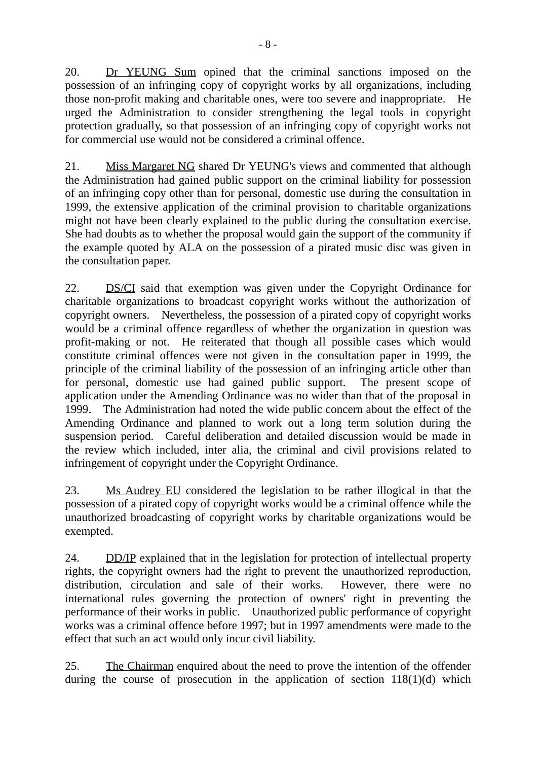20. Dr YEUNG Sum opined that the criminal sanctions imposed on the possession of an infringing copy of copyright works by all organizations, including those non-profit making and charitable ones, were too severe and inappropriate. He urged the Administration to consider strengthening the legal tools in copyright protection gradually, so that possession of an infringing copy of copyright works not for commercial use would not be considered a criminal offence.

21. Miss Margaret NG shared Dr YEUNG's views and commented that although the Administration had gained public support on the criminal liability for possession of an infringing copy other than for personal, domestic use during the consultation in 1999, the extensive application of the criminal provision to charitable organizations might not have been clearly explained to the public during the consultation exercise. She had doubts as to whether the proposal would gain the support of the community if the example quoted by ALA on the possession of a pirated music disc was given in the consultation paper.

22. DS/CI said that exemption was given under the Copyright Ordinance for charitable organizations to broadcast copyright works without the authorization of copyright owners. Nevertheless, the possession of a pirated copy of copyright works would be a criminal offence regardless of whether the organization in question was profit-making or not. He reiterated that though all possible cases which would constitute criminal offences were not given in the consultation paper in 1999, the principle of the criminal liability of the possession of an infringing article other than for personal, domestic use had gained public support. The present scope of application under the Amending Ordinance was no wider than that of the proposal in 1999. The Administration had noted the wide public concern about the effect of the Amending Ordinance and planned to work out a long term solution during the suspension period. Careful deliberation and detailed discussion would be made in the review which included, inter alia, the criminal and civil provisions related to infringement of copyright under the Copyright Ordinance.

23. Ms Audrey EU considered the legislation to be rather illogical in that the possession of a pirated copy of copyright works would be a criminal offence while the unauthorized broadcasting of copyright works by charitable organizations would be exempted.

24. DD/IP explained that in the legislation for protection of intellectual property rights, the copyright owners had the right to prevent the unauthorized reproduction, distribution, circulation and sale of their works. However, there were no international rules governing the protection of owners' right in preventing the performance of their works in public. Unauthorized public performance of copyright works was a criminal offence before 1997; but in 1997 amendments were made to the effect that such an act would only incur civil liability.

25. The Chairman enquired about the need to prove the intention of the offender during the course of prosecution in the application of section 118(1)(d) which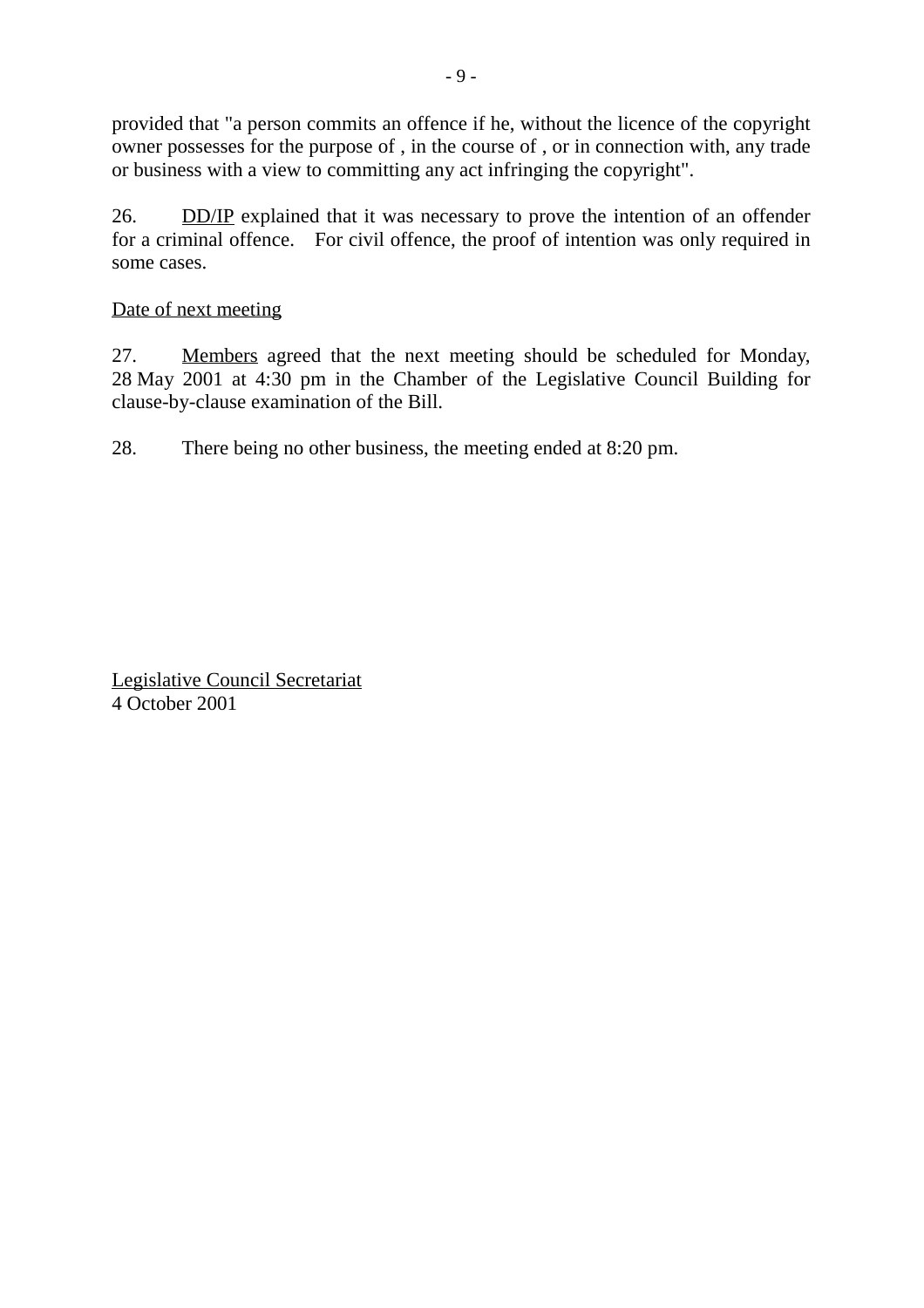provided that "a person commits an offence if he, without the licence of the copyright owner possesses for the purpose of , in the course of , or in connection with, any trade or business with a view to committing any act infringing the copyright".

26. DD/IP explained that it was necessary to prove the intention of an offender for a criminal offence. For civil offence, the proof of intention was only required in some cases.

Date of next meeting

27. Members agreed that the next meeting should be scheduled for Monday, 28 May 2001 at 4:30 pm in the Chamber of the Legislative Council Building for clause-by-clause examination of the Bill.

28. There being no other business, the meeting ended at 8:20 pm.

Legislative Council Secretariat
4 October 2001